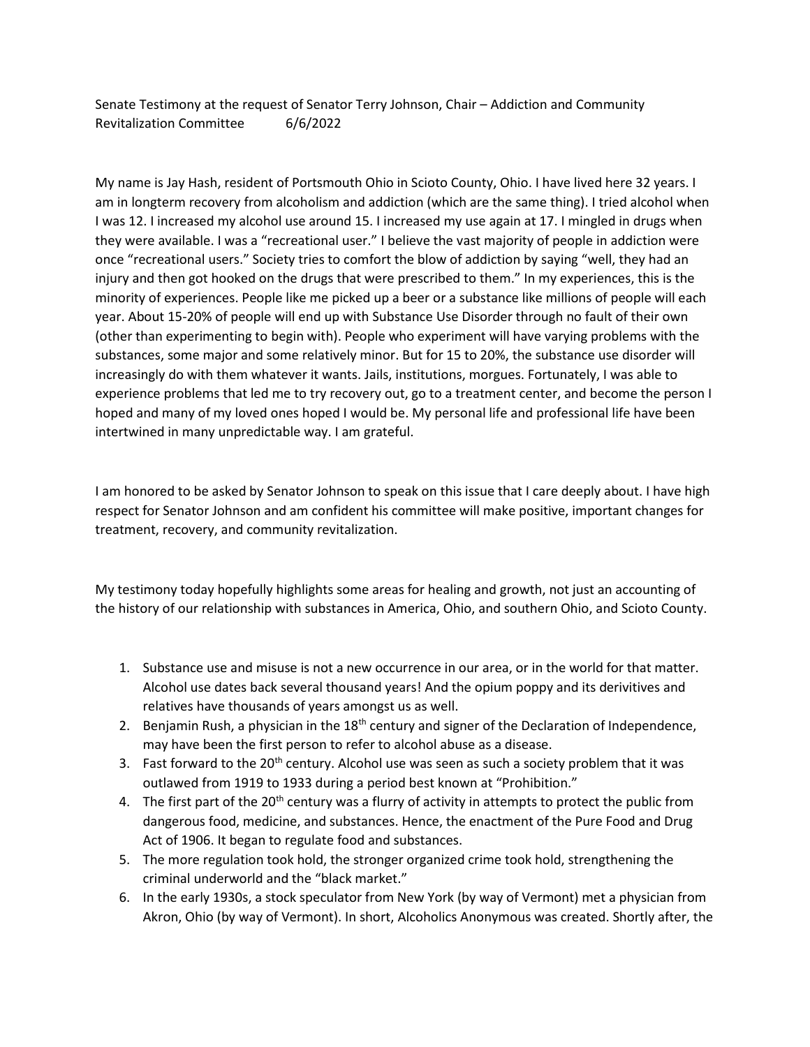Senate Testimony at the request of Senator Terry Johnson, Chair – Addiction and Community Revitalization Committee 6/6/2022

My name is Jay Hash, resident of Portsmouth Ohio in Scioto County, Ohio. I have lived here 32 years. I am in longterm recovery from alcoholism and addiction (which are the same thing). I tried alcohol when I was 12. I increased my alcohol use around 15. I increased my use again at 17. I mingled in drugs when they were available. I was a "recreational user." I believe the vast majority of people in addiction were once "recreational users." Society tries to comfort the blow of addiction by saying "well, they had an injury and then got hooked on the drugs that were prescribed to them." In my experiences, this is the minority of experiences. People like me picked up a beer or a substance like millions of people will each year. About 15-20% of people will end up with Substance Use Disorder through no fault of their own (other than experimenting to begin with). People who experiment will have varying problems with the substances, some major and some relatively minor. But for 15 to 20%, the substance use disorder will increasingly do with them whatever it wants. Jails, institutions, morgues. Fortunately, I was able to experience problems that led me to try recovery out, go to a treatment center, and become the person I hoped and many of my loved ones hoped I would be. My personal life and professional life have been intertwined in many unpredictable way. I am grateful.

I am honored to be asked by Senator Johnson to speak on this issue that I care deeply about. I have high respect for Senator Johnson and am confident his committee will make positive, important changes for treatment, recovery, and community revitalization.

My testimony today hopefully highlights some areas for healing and growth, not just an accounting of the history of our relationship with substances in America, Ohio, and southern Ohio, and Scioto County.

1. Substance use and misuse is not a new occurrence in our area, or in the world for that matter. Alcohol use dates back several thousand years! And the opium poppy and its derivitives and relatives have thousands of years amongst us as well.
2. Benjamin Rush, a physician in the 18th century and signer of the Declaration of Independence, may have been the first person to refer to alcohol abuse as a disease.
3. Fast forward to the 20th century. Alcohol use was seen as such a society problem that it was outlawed from 1919 to 1933 during a period best known at "Prohibition."
4. The first part of the 20th century was a flurry of activity in attempts to protect the public from dangerous food, medicine, and substances. Hence, the enactment of the Pure Food and Drug Act of 1906. It began to regulate food and substances.
5. The more regulation took hold, the stronger organized crime took hold, strengthening the criminal underworld and the "black market."
6. In the early 1930s, a stock speculator from New York (by way of Vermont) met a physician from Akron, Ohio (by way of Vermont). In short, Alcoholics Anonymous was created. Shortly after, the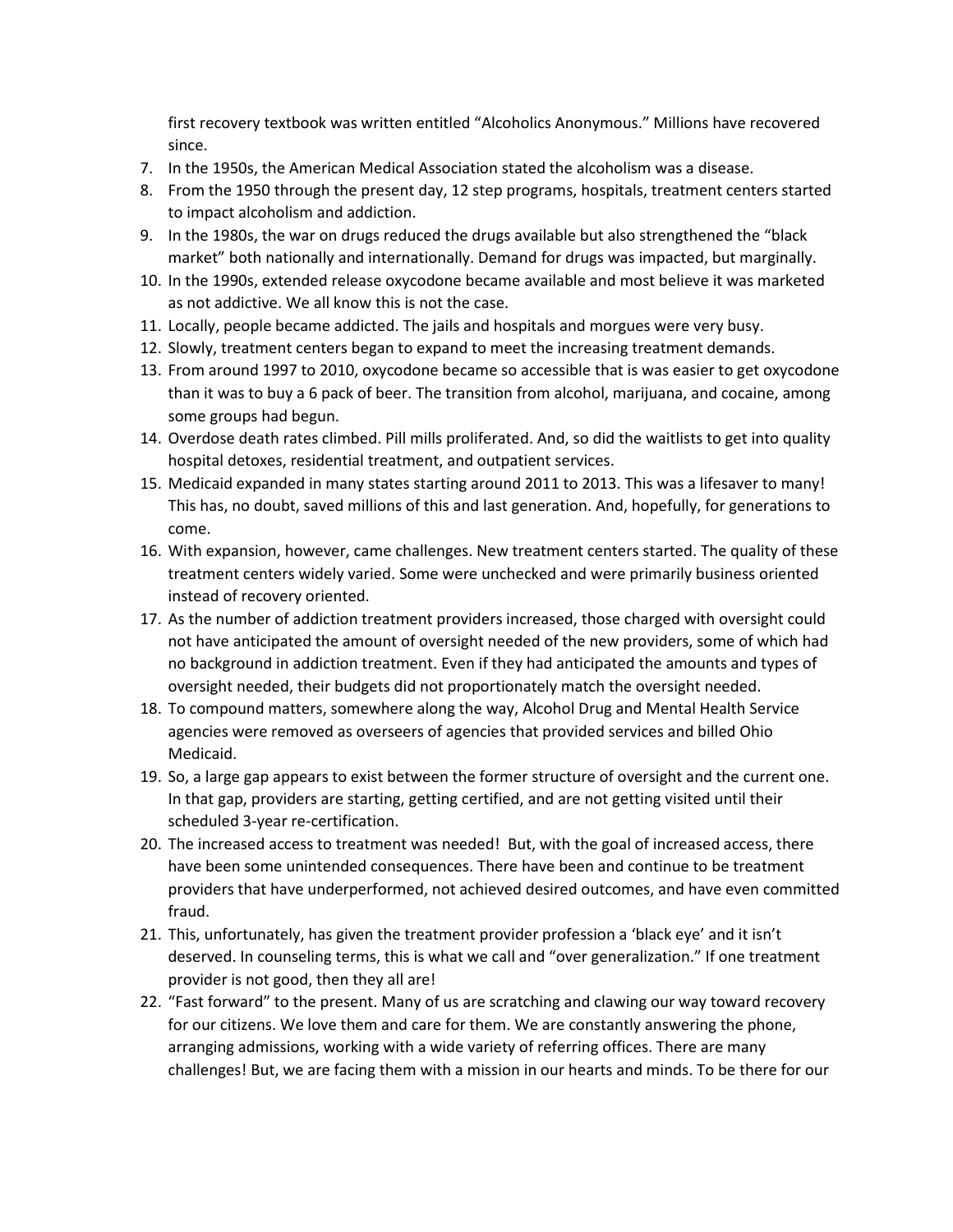first recovery textbook was written entitled "Alcoholics Anonymous." Millions have recovered since.

7. In the 1950s, the American Medical Association stated the alcoholism was a disease.
8. From the 1950 through the present day, 12 step programs, hospitals, treatment centers started to impact alcoholism and addiction.
9. In the 1980s, the war on drugs reduced the drugs available but also strengthened the "black market" both nationally and internationally. Demand for drugs was impacted, but marginally.
10. In the 1990s, extended release oxycodone became available and most believe it was marketed as not addictive. We all know this is not the case.
11. Locally, people became addicted. The jails and hospitals and morgues were very busy.
12. Slowly, treatment centers began to expand to meet the increasing treatment demands.
13. From around 1997 to 2010, oxycodone became so accessible that is was easier to get oxycodone than it was to buy a 6 pack of beer. The transition from alcohol, marijuana, and cocaine, among some groups had begun.
14. Overdose death rates climbed. Pill mills proliferated. And, so did the waitlists to get into quality hospital detoxes, residential treatment, and outpatient services.
15. Medicaid expanded in many states starting around 2011 to 2013. This was a lifesaver to many! This has, no doubt, saved millions of this and last generation. And, hopefully, for generations to come.
16. With expansion, however, came challenges. New treatment centers started. The quality of these treatment centers widely varied. Some were unchecked and were primarily business oriented instead of recovery oriented.
17. As the number of addiction treatment providers increased, those charged with oversight could not have anticipated the amount of oversight needed of the new providers, some of which had no background in addiction treatment. Even if they had anticipated the amounts and types of oversight needed, their budgets did not proportionately match the oversight needed.
18. To compound matters, somewhere along the way, Alcohol Drug and Mental Health Service agencies were removed as overseers of agencies that provided services and billed Ohio Medicaid.
19. So, a large gap appears to exist between the former structure of oversight and the current one. In that gap, providers are starting, getting certified, and are not getting visited until their scheduled 3-year re-certification.
20. The increased access to treatment was needed! But, with the goal of increased access, there have been some unintended consequences. There have been and continue to be treatment providers that have underperformed, not achieved desired outcomes, and have even committed fraud.
21. This, unfortunately, has given the treatment provider profession a 'black eye' and it isn't deserved. In counseling terms, this is what we call and "over generalization." If one treatment provider is not good, then they all are!
22. "Fast forward" to the present. Many of us are scratching and clawing our way toward recovery for our citizens. We love them and care for them. We are constantly answering the phone, arranging admissions, working with a wide variety of referring offices. There are many challenges! But, we are facing them with a mission in our hearts and minds. To be there for our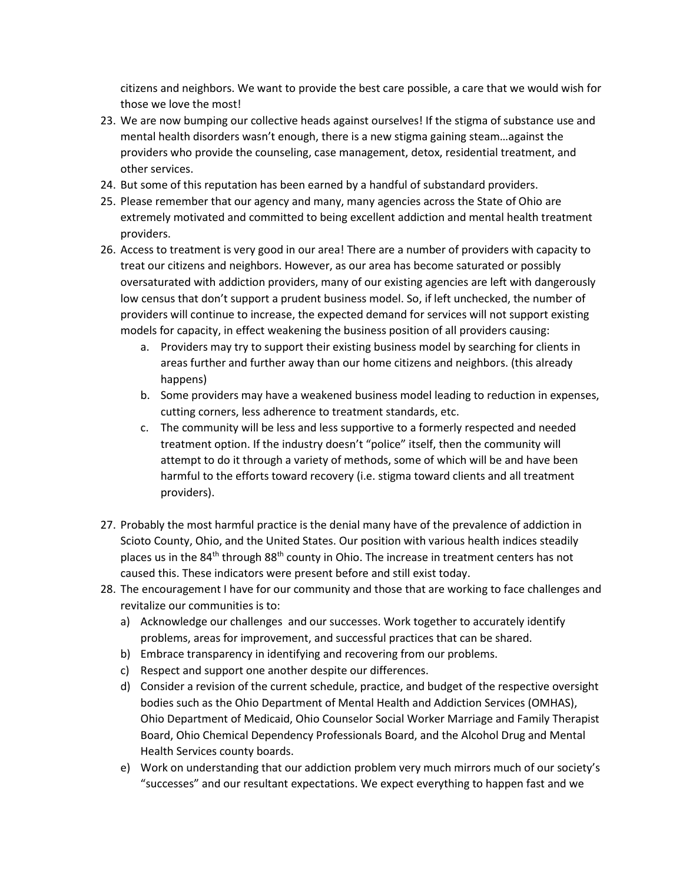citizens and neighbors. We want to provide the best care possible, a care that we would wish for those we love the most!

23. We are now bumping our collective heads against ourselves! If the stigma of substance use and mental health disorders wasn't enough, there is a new stigma gaining steam…against the providers who provide the counseling, case management, detox, residential treatment, and other services.
24. But some of this reputation has been earned by a handful of substandard providers.
25. Please remember that our agency and many, many agencies across the State of Ohio are extremely motivated and committed to being excellent addiction and mental health treatment providers.
26. Access to treatment is very good in our area! There are a number of providers with capacity to treat our citizens and neighbors. However, as our area has become saturated or possibly oversaturated with addiction providers, many of our existing agencies are left with dangerously low census that don't support a prudent business model. So, if left unchecked, the number of providers will continue to increase, the expected demand for services will not support existing models for capacity, in effect weakening the business position of all providers causing:
    a. Providers may try to support their existing business model by searching for clients in areas further and further away than our home citizens and neighbors. (this already happens)
    b. Some providers may have a weakened business model leading to reduction in expenses, cutting corners, less adherence to treatment standards, etc.
    c. The community will be less and less supportive to a formerly respected and needed treatment option. If the industry doesn't "police" itself, then the community will attempt to do it through a variety of methods, some of which will be and have been harmful to the efforts toward recovery (i.e. stigma toward clients and all treatment providers).

27. Probably the most harmful practice is the denial many have of the prevalence of addiction in Scioto County, Ohio, and the United States. Our position with various health indices steadily places us in the 84th through 88th county in Ohio. The increase in treatment centers has not caused this. These indicators were present before and still exist today.
28. The encouragement I have for our community and those that are working to face challenges and revitalize our communities is to:
    a) Acknowledge our challenges and our successes. Work together to accurately identify problems, areas for improvement, and successful practices that can be shared.
    b) Embrace transparency in identifying and recovering from our problems.
    c) Respect and support one another despite our differences.
    d) Consider a revision of the current schedule, practice, and budget of the respective oversight bodies such as the Ohio Department of Mental Health and Addiction Services (OMHAS), Ohio Department of Medicaid, Ohio Counselor Social Worker Marriage and Family Therapist Board, Ohio Chemical Dependency Professionals Board, and the Alcohol Drug and Mental Health Services county boards.
    e) Work on understanding that our addiction problem very much mirrors much of our society's "successes" and our resultant expectations. We expect everything to happen fast and we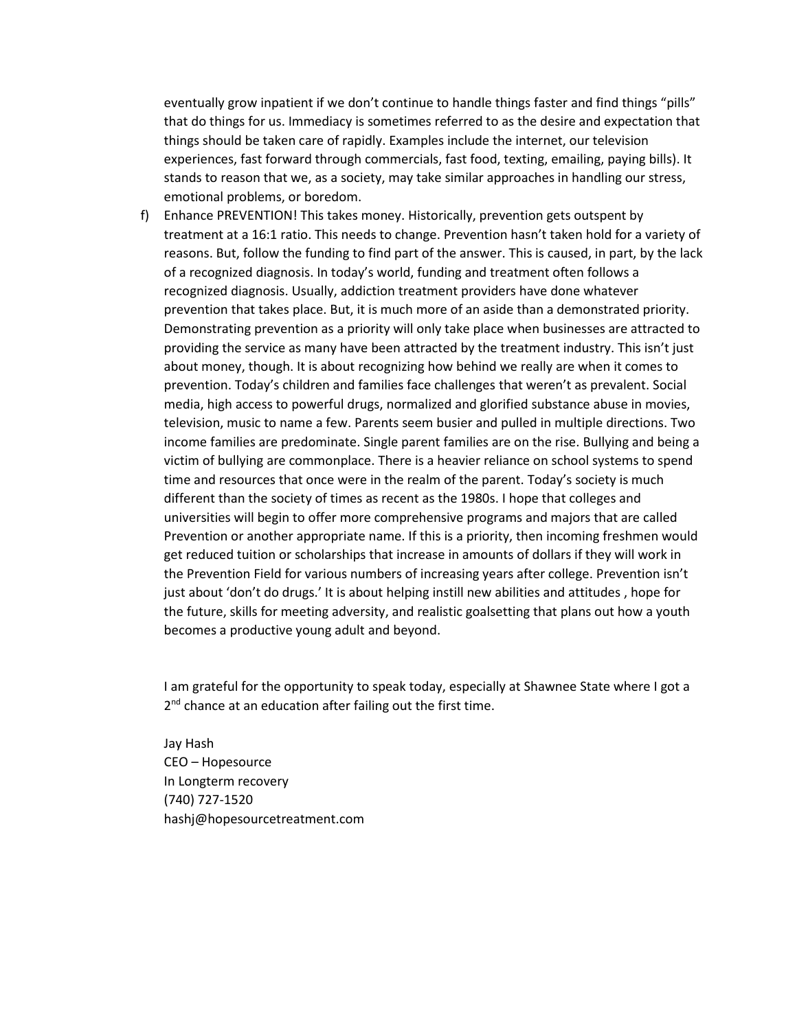eventually grow inpatient if we don't continue to handle things faster and find things "pills" that do things for us. Immediacy is sometimes referred to as the desire and expectation that things should be taken care of rapidly. Examples include the internet, our television experiences, fast forward through commercials, fast food, texting, emailing, paying bills). It stands to reason that we, as a society, may take similar approaches in handling our stress, emotional problems, or boredom.

f) Enhance PREVENTION! This takes money. Historically, prevention gets outspent by treatment at a 16:1 ratio. This needs to change. Prevention hasn't taken hold for a variety of reasons. But, follow the funding to find part of the answer. This is caused, in part, by the lack of a recognized diagnosis. In today's world, funding and treatment often follows a recognized diagnosis. Usually, addiction treatment providers have done whatever prevention that takes place. But, it is much more of an aside than a demonstrated priority. Demonstrating prevention as a priority will only take place when businesses are attracted to providing the service as many have been attracted by the treatment industry. This isn't just about money, though. It is about recognizing how behind we really are when it comes to prevention. Today's children and families face challenges that weren't as prevalent. Social media, high access to powerful drugs, normalized and glorified substance abuse in movies, television, music to name a few. Parents seem busier and pulled in multiple directions. Two income families are predominate. Single parent families are on the rise. Bullying and being a victim of bullying are commonplace. There is a heavier reliance on school systems to spend time and resources that once were in the realm of the parent. Today's society is much different than the society of times as recent as the 1980s. I hope that colleges and universities will begin to offer more comprehensive programs and majors that are called Prevention or another appropriate name. If this is a priority, then incoming freshmen would get reduced tuition or scholarships that increase in amounts of dollars if they will work in the Prevention Field for various numbers of increasing years after college. Prevention isn't just about 'don't do drugs.' It is about helping instill new abilities and attitudes , hope for the future, skills for meeting adversity, and realistic goalsetting that plans out how a youth becomes a productive young adult and beyond.

I am grateful for the opportunity to speak today, especially at Shawnee State where I got a 2nd chance at an education after failing out the first time.

Jay Hash
CEO – Hopesource
In Longterm recovery
(740) 727-1520
hashj@hopesourcetreatment.com